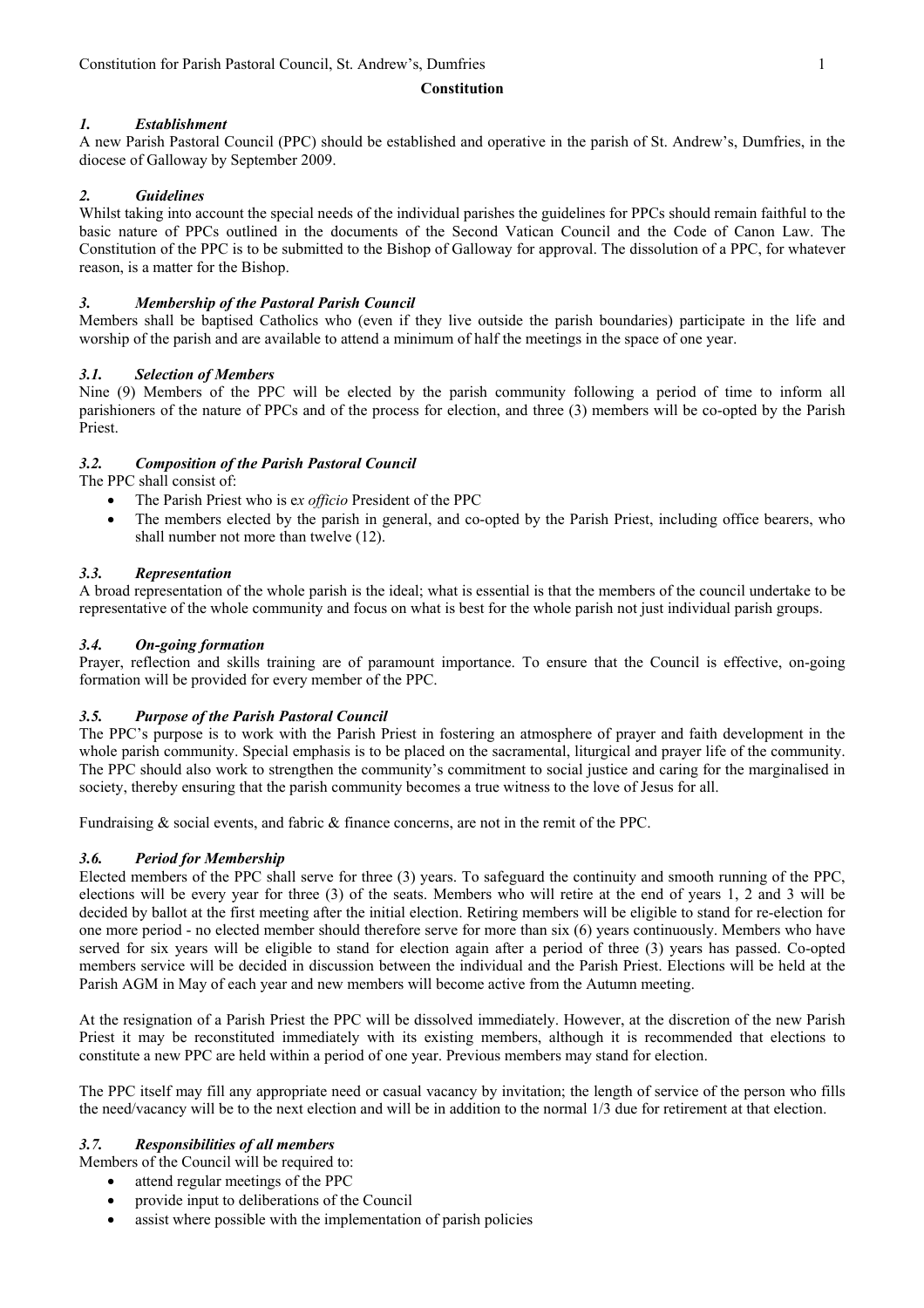**Constitution**

### *1. Establishment*

A new Parish Pastoral Council (PPC) should be established and operative in the parish of St. Andrew's, Dumfries, in the diocese of Galloway by September 2009.

### *2. Guidelines*

Whilst taking into account the special needs of the individual parishes the guidelines for PPCs should remain faithful to the basic nature of PPCs outlined in the documents of the Second Vatican Council and the Code of Canon Law. The Constitution of the PPC is to be submitted to the Bishop of Galloway for approval. The dissolution of a PPC, for whatever reason, is a matter for the Bishop.

### *3. Membership of the Pastoral Parish Council*

Members shall be baptised Catholics who (even if they live outside the parish boundaries) participate in the life and worship of the parish and are available to attend a minimum of half the meetings in the space of one year.

### *3.1. Selection of Members*

Nine (9) Members of the PPC will be elected by the parish community following a period of time to inform all parishioners of the nature of PPCs and of the process for election, and three (3) members will be co-opted by the Parish Priest.

### *3.2. Composition of the Parish Pastoral Council*

The PPC shall consist of:

- The Parish Priest who is e*x officio* President of the PPC
- The members elected by the parish in general, and co-opted by the Parish Priest, including office bearers, who shall number not more than twelve (12).

### *3.3. Representation*

A broad representation of the whole parish is the ideal; what is essential is that the members of the council undertake to be representative of the whole community and focus on what is best for the whole parish not just individual parish groups.

### *3.4. On-going formation*

Prayer, reflection and skills training are of paramount importance. To ensure that the Council is effective, on-going formation will be provided for every member of the PPC.

### *3.5. Purpose of the Parish Pastoral Council*

The PPC's purpose is to work with the Parish Priest in fostering an atmosphere of prayer and faith development in the whole parish community. Special emphasis is to be placed on the sacramental, liturgical and prayer life of the community. The PPC should also work to strengthen the community's commitment to social justice and caring for the marginalised in society, thereby ensuring that the parish community becomes a true witness to the love of Jesus for all.

Fundraising & social events, and fabric & finance concerns, are not in the remit of the PPC.

### *3.6. Period for Membership*

Elected members of the PPC shall serve for three (3) years. To safeguard the continuity and smooth running of the PPC, elections will be every year for three (3) of the seats. Members who will retire at the end of years 1, 2 and 3 will be decided by ballot at the first meeting after the initial election. Retiring members will be eligible to stand for re-election for one more period - no elected member should therefore serve for more than six (6) years continuously. Members who have served for six years will be eligible to stand for election again after a period of three (3) years has passed. Co-opted members service will be decided in discussion between the individual and the Parish Priest. Elections will be held at the Parish AGM in May of each year and new members will become active from the Autumn meeting.

At the resignation of a Parish Priest the PPC will be dissolved immediately. However, at the discretion of the new Parish Priest it may be reconstituted immediately with its existing members, although it is recommended that elections to constitute a new PPC are held within a period of one year. Previous members may stand for election.

The PPC itself may fill any appropriate need or casual vacancy by invitation; the length of service of the person who fills the need/vacancy will be to the next election and will be in addition to the normal 1/3 due for retirement at that election.

### *3.7. Responsibilities of all members*

Members of the Council will be required to:

- attend regular meetings of the PPC
- provide input to deliberations of the Council
- assist where possible with the implementation of parish policies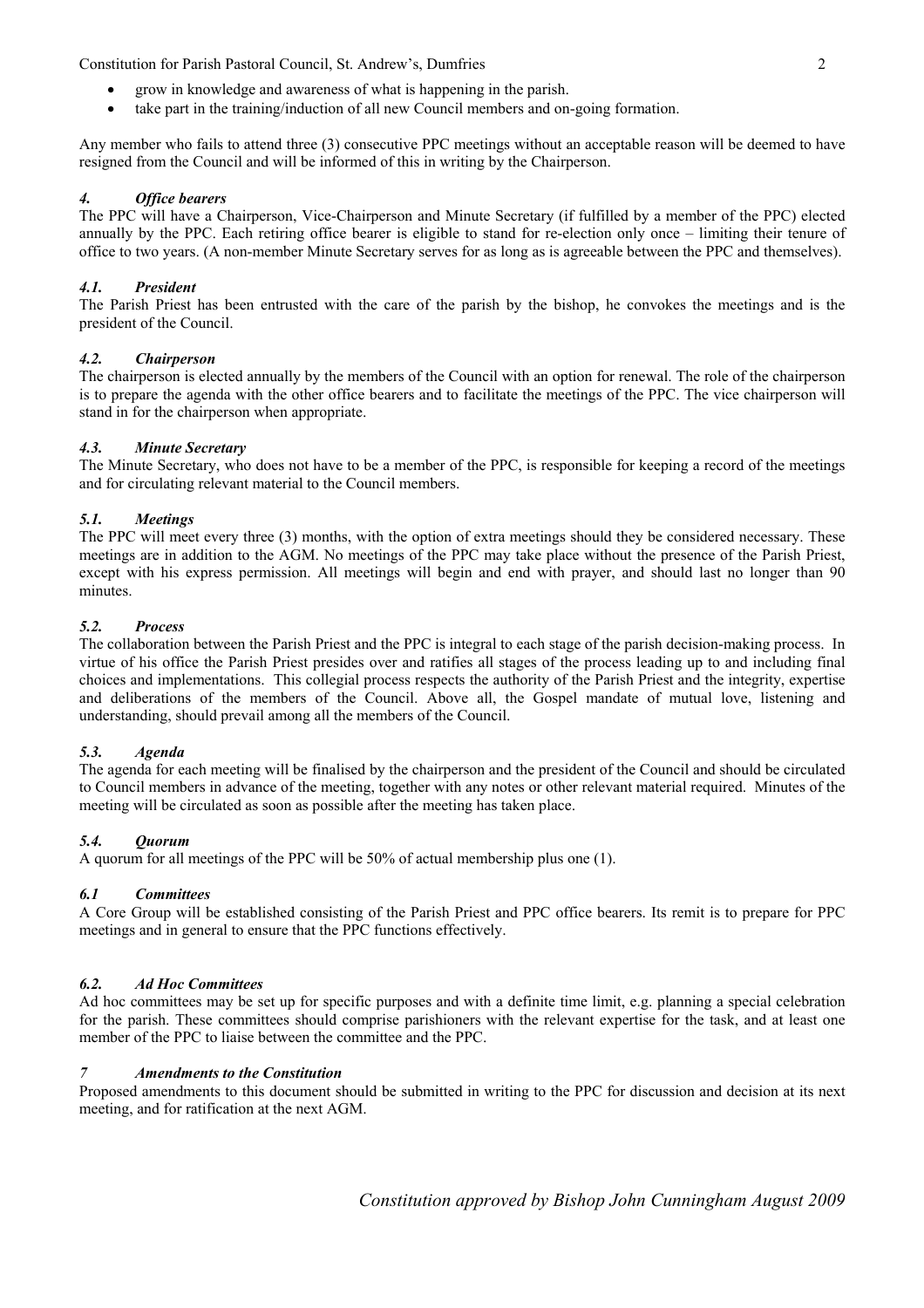- grow in knowledge and awareness of what is happening in the parish.
- take part in the training/induction of all new Council members and on-going formation.

Any member who fails to attend three (3) consecutive PPC meetings without an acceptable reason will be deemed to have resigned from the Council and will be informed of this in writing by the Chairperson.

### *4. Office bearers*

The PPC will have a Chairperson, Vice-Chairperson and Minute Secretary (if fulfilled by a member of the PPC) elected annually by the PPC. Each retiring office bearer is eligible to stand for re-election only once – limiting their tenure of office to two years. (A non-member Minute Secretary serves for as long as is agreeable between the PPC and themselves).

### *4.1. President*

The Parish Priest has been entrusted with the care of the parish by the bishop, he convokes the meetings and is the president of the Council.

### *4.2. Chairperson*

The chairperson is elected annually by the members of the Council with an option for renewal. The role of the chairperson is to prepare the agenda with the other office bearers and to facilitate the meetings of the PPC. The vice chairperson will stand in for the chairperson when appropriate.

### *4.3. Minute Secretary*

The Minute Secretary, who does not have to be a member of the PPC, is responsible for keeping a record of the meetings and for circulating relevant material to the Council members.

### *5.1. Meetings*

The PPC will meet every three (3) months, with the option of extra meetings should they be considered necessary. These meetings are in addition to the AGM. No meetings of the PPC may take place without the presence of the Parish Priest, except with his express permission. All meetings will begin and end with prayer, and should last no longer than 90 minutes.

### *5.2. Process*

The collaboration between the Parish Priest and the PPC is integral to each stage of the parish decision-making process. In virtue of his office the Parish Priest presides over and ratifies all stages of the process leading up to and including final choices and implementations. This collegial process respects the authority of the Parish Priest and the integrity, expertise and deliberations of the members of the Council. Above all, the Gospel mandate of mutual love, listening and understanding, should prevail among all the members of the Council.

### *5.3. Agenda*

The agenda for each meeting will be finalised by the chairperson and the president of the Council and should be circulated to Council members in advance of the meeting, together with any notes or other relevant material required. Minutes of the meeting will be circulated as soon as possible after the meeting has taken place.

### *5.4. Quorum*

A quorum for all meetings of the PPC will be 50% of actual membership plus one (1).

### *6.1 Committees*

A Core Group will be established consisting of the Parish Priest and PPC office bearers. Its remit is to prepare for PPC meetings and in general to ensure that the PPC functions effectively.

### *6.2. Ad Hoc Committees*

Ad hoc committees may be set up for specific purposes and with a definite time limit, e.g. planning a special celebration for the parish. These committees should comprise parishioners with the relevant expertise for the task, and at least one member of the PPC to liaise between the committee and the PPC.

### *7 Amendments to the Constitution*

Proposed amendments to this document should be submitted in writing to the PPC for discussion and decision at its next meeting, and for ratification at the next AGM.

*Constitution approved by Bishop John Cunningham August 2009*